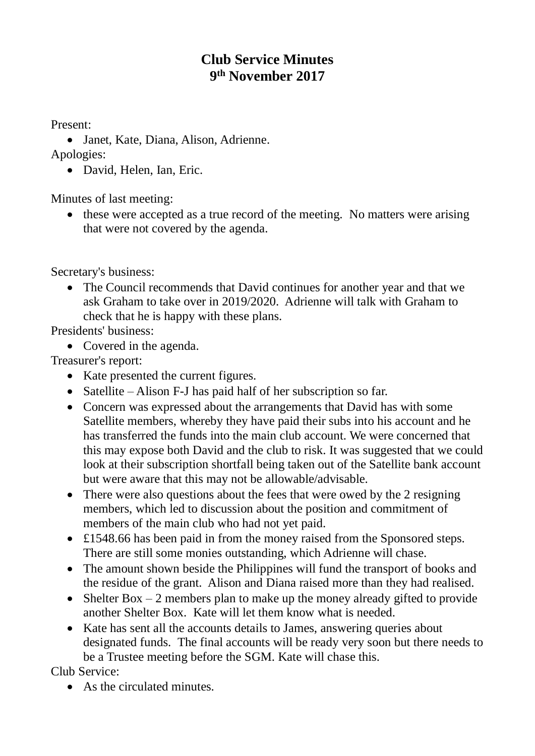# Club Service Minutes
## 9th November 2017

Present:

- Janet, Kate, Diana, Alison, Adrienne.

Apologies:

- David, Helen, Ian, Eric.

Minutes of last meeting:

- these were accepted as a true record of the meeting. No matters were arising that were not covered by the agenda.

Secretary's business:

- The Council recommends that David continues for another year and that we ask Graham to take over in 2019/2020. Adrienne will talk with Graham to check that he is happy with these plans.

Presidents' business:

- Covered in the agenda.

Treasurer's report:

- Kate presented the current figures.
- Satellite – Alison F-J has paid half of her subscription so far.
- Concern was expressed about the arrangements that David has with some Satellite members, whereby they have paid their subs into his account and he has transferred the funds into the main club account. We were concerned that this may expose both David and the club to risk. It was suggested that we could look at their subscription shortfall being taken out of the Satellite bank account but were aware that this may not be allowable/advisable.
- There were also questions about the fees that were owed by the 2 resigning members, which led to discussion about the position and commitment of members of the main club who had not yet paid.
- £1548.66 has been paid in from the money raised from the Sponsored steps. There are still some monies outstanding, which Adrienne will chase.
- The amount shown beside the Philippines will fund the transport of books and the residue of the grant. Alison and Diana raised more than they had realised.
- Shelter Box – 2 members plan to make up the money already gifted to provide another Shelter Box. Kate will let them know what is needed.
- Kate has sent all the accounts details to James, answering queries about designated funds. The final accounts will be ready very soon but there needs to be a Trustee meeting before the SGM. Kate will chase this.

Club Service:

- As the circulated minutes.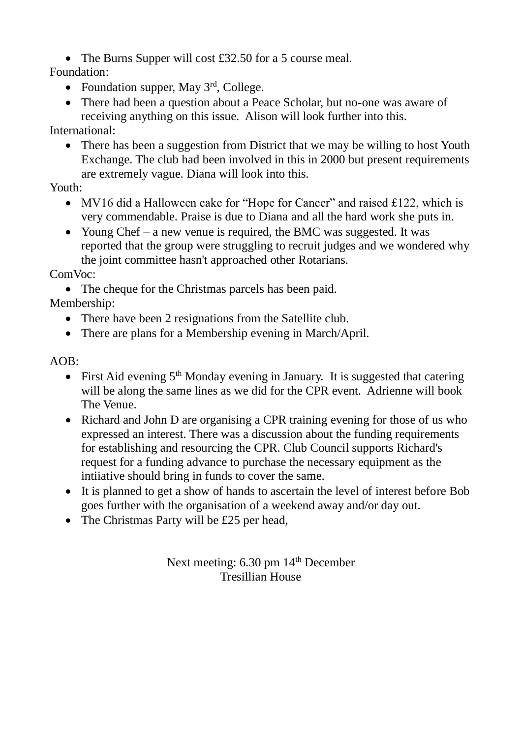- The Burns Supper will cost £32.50 for a 5 course meal.

Foundation:

- Foundation supper, May 3rd, College.
- There had been a question about a Peace Scholar, but no-one was aware of receiving anything on this issue. Alison will look further into this.

International:

- There has been a suggestion from District that we may be willing to host Youth Exchange. The club had been involved in this in 2000 but present requirements are extremely vague. Diana will look into this.

Youth:

- MV16 did a Halloween cake for "Hope for Cancer" and raised £122, which is very commendable. Praise is due to Diana and all the hard work she puts in.
- Young Chef – a new venue is required, the BMC was suggested. It was reported that the group were struggling to recruit judges and we wondered why the joint committee hasn't approached other Rotarians.

ComVoc:

- The cheque for the Christmas parcels has been paid.

Membership:

- There have been 2 resignations from the Satellite club.
- There are plans for a Membership evening in March/April.

AOB:

- First Aid evening 5th Monday evening in January. It is suggested that catering will be along the same lines as we did for the CPR event. Adrienne will book The Venue.
- Richard and John D are organising a CPR training evening for those of us who expressed an interest. There was a discussion about the funding requirements for establishing and resourcing the CPR. Club Council supports Richard's request for a funding advance to purchase the necessary equipment as the intiiative should bring in funds to cover the same.
- It is planned to get a show of hands to ascertain the level of interest before Bob goes further with the organisation of a weekend away and/or day out.
- The Christmas Party will be £25 per head,

Next meeting: 6.30 pm 14th December
Tresillian House